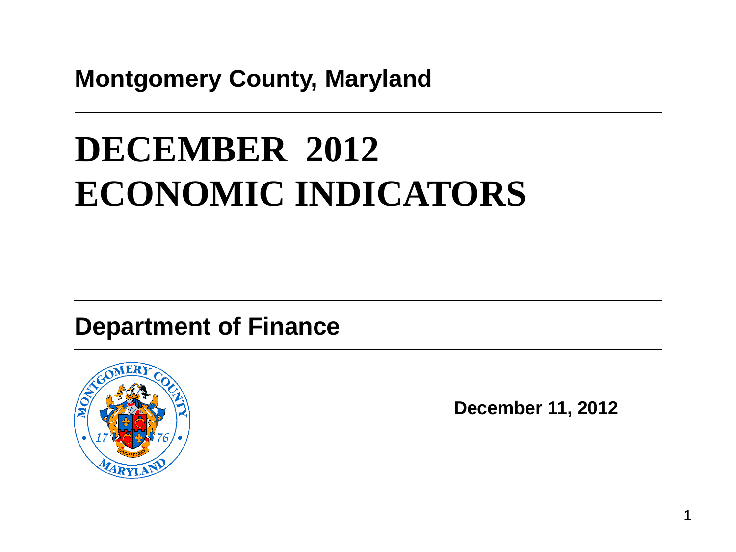**Montgomery County, Maryland**

# DECEMBER 2012 ECONOMIC INDICATORS

**Department of Finance**

**December 11, 2012**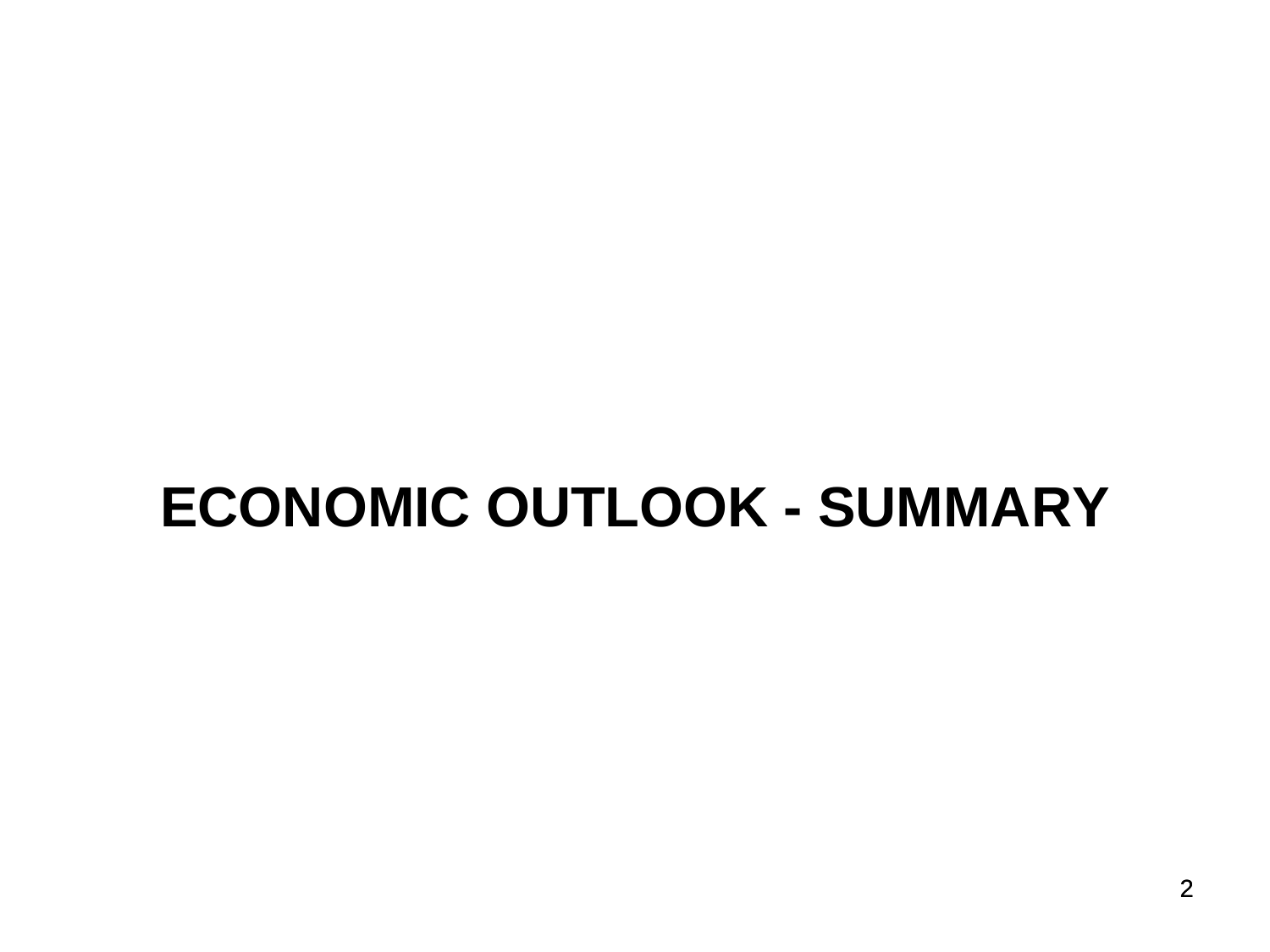# ECONOMIC OUTLOOK - SUMMARY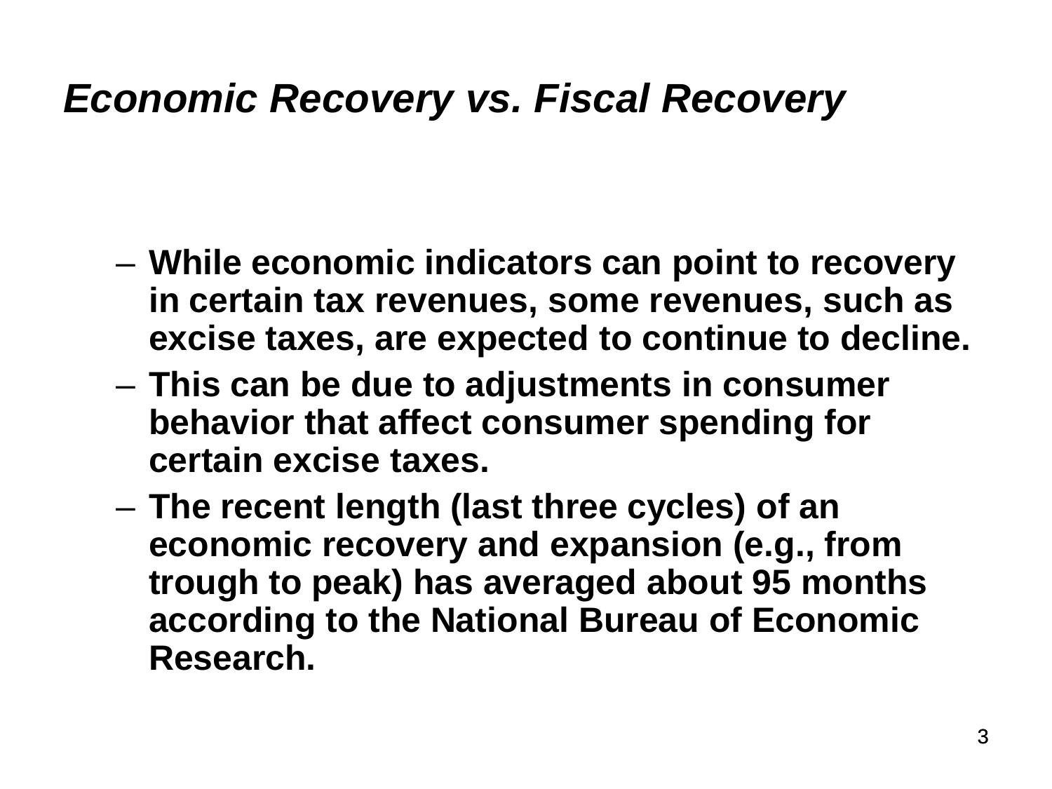# *Economic Recovery vs. Fiscal Recovery*

- **While economic indicators can point to recovery in certain tax revenues, some revenues, such as excise taxes, are expected to continue to decline.**
- **This can be due to adjustments in consumer behavior that affect consumer spending for certain excise taxes.**
- **The recent length (last three cycles) of an economic recovery and expansion (e.g., from trough to peak) has averaged about 95 months according to the National Bureau of Economic Research.**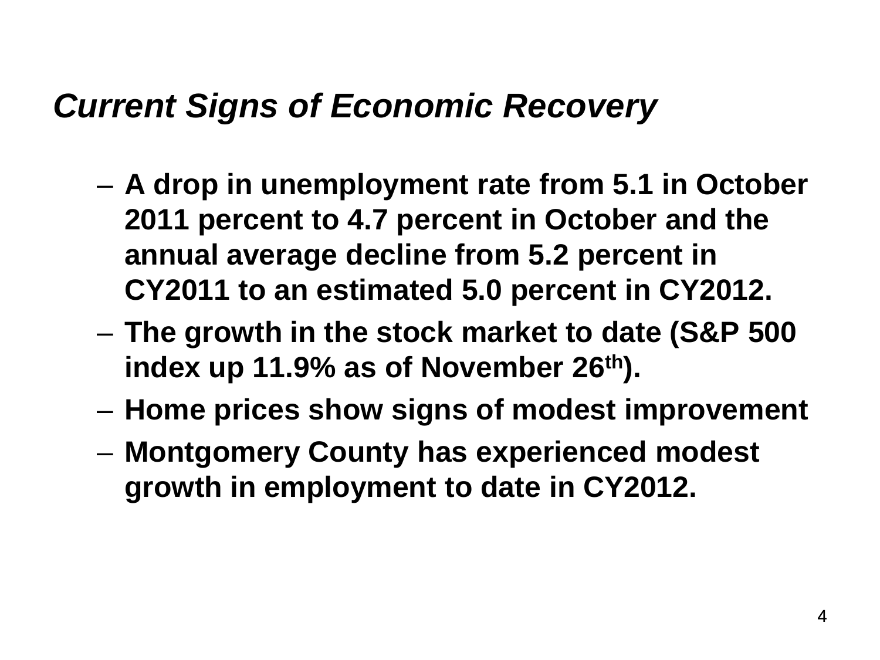## *Current Signs of Economic Recovery*

- **A drop in unemployment rate from 5.1 in October 2011 percent to 4.7 percent in October and the annual average decline from 5.2 percent in CY2011 to an estimated 5.0 percent in CY2012.**
- **The growth in the stock market to date (S&P 500 index up 11.9% as of November 26th).**
- **Home prices show signs of modest improvement**
- **Montgomery County has experienced modest growth in employment to date in CY2012.**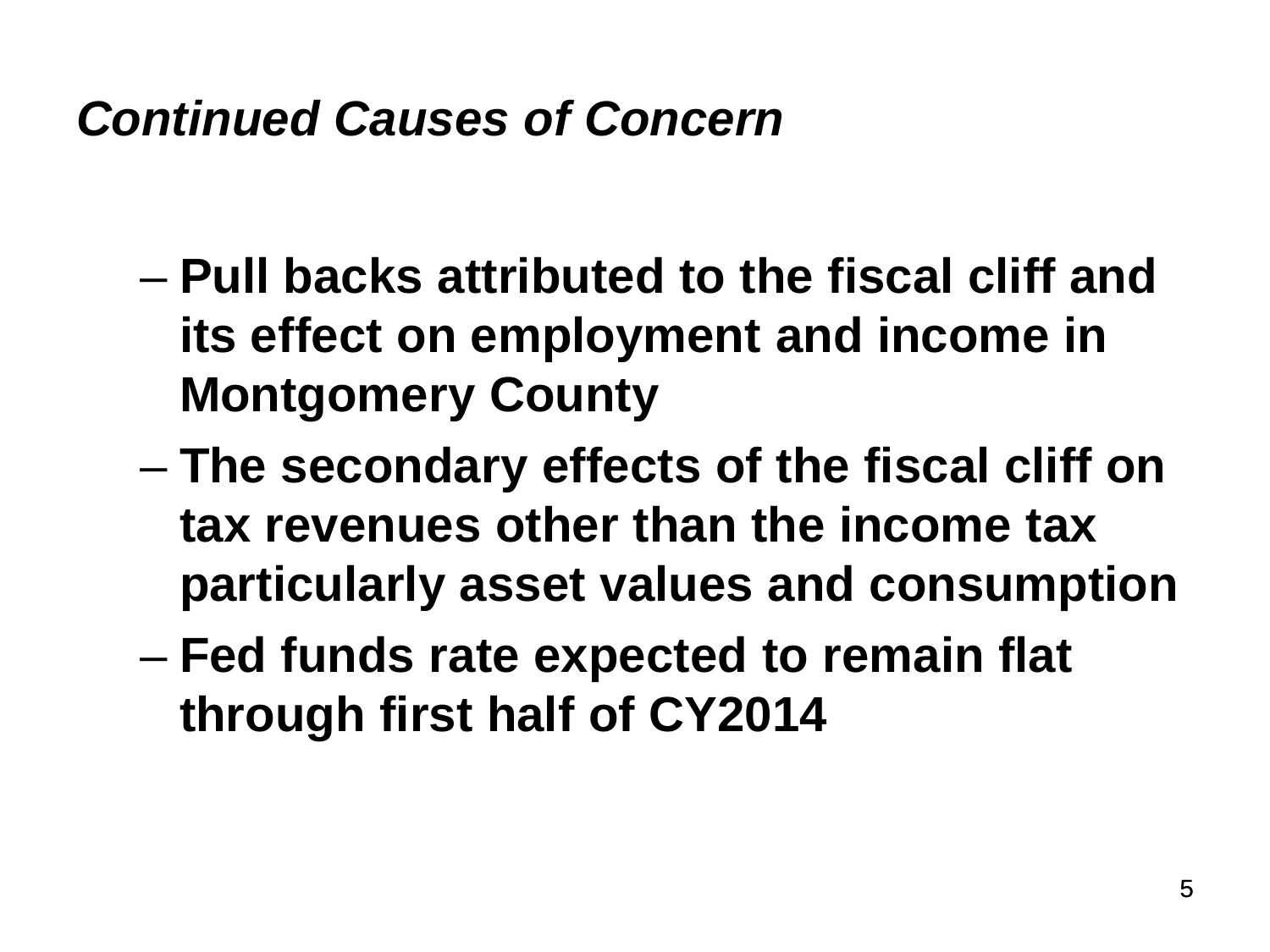## *Continued Causes of Concern*

- **Pull backs attributed to the fiscal cliff and its effect on employment and income in Montgomery County**
- **The secondary effects of the fiscal cliff on tax revenues other than the income tax particularly asset values and consumption**
- **Fed funds rate expected to remain flat through first half of CY2014**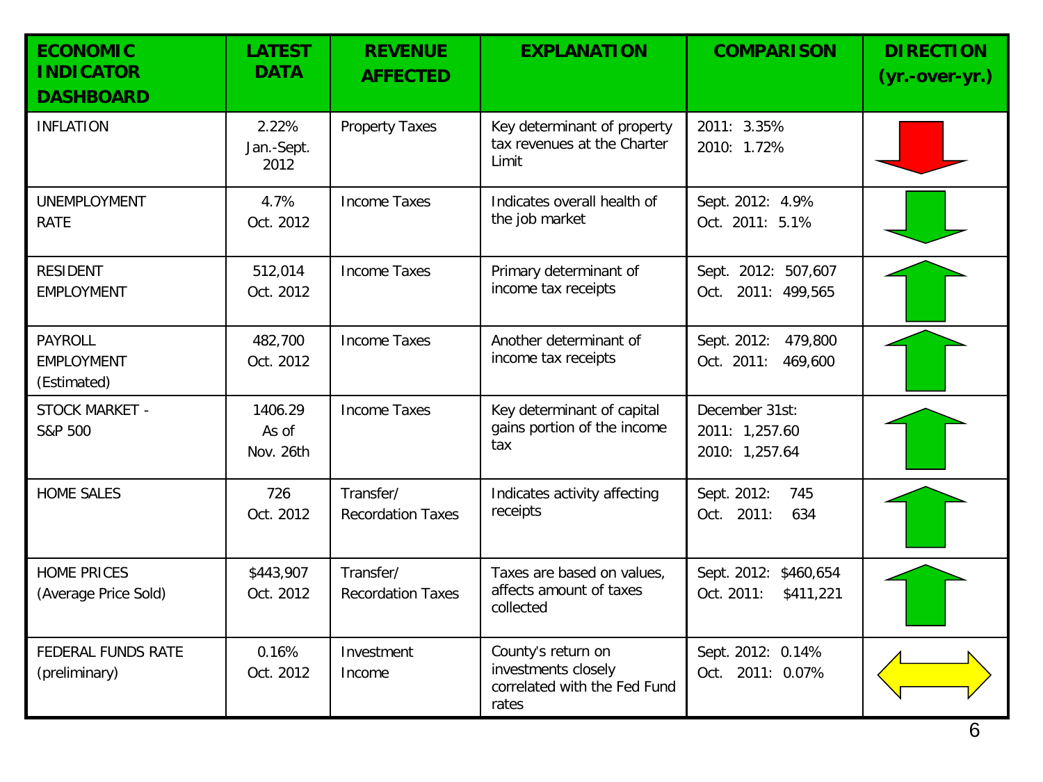| ECONOMIC INDICATOR DASHBOARD | LATEST DATA | REVENUE AFFECTED | EXPLANATION | COMPARISON | DIRECTION (yr.-over-yr.) |
|---|---|---|---|---|---|
| INFLATION | 2.22% Jan.-Sept. 2012 | Property Taxes | Key determinant of property tax revenues at the Charter Limit | 2011: 3.35%<br>2010: 1.72% | ↓ |
| UNEMPLOYMENT RATE | 4.7% Oct. 2012 | Income Taxes | Indicates overall health of the job market | Sept. 2012: 4.9%<br>Oct. 2011: 5.1% | ↓ |
| RESIDENT EMPLOYMENT | 512,014 Oct. 2012 | Income Taxes | Primary determinant of income tax receipts | Sept. 2012: 507,607<br>Oct. 2011: 499,565 | ↑ |
| PAYROLL EMPLOYMENT (Estimated) | 482,700 Oct. 2012 | Income Taxes | Another determinant of income tax receipts | Sept. 2012: 479,800<br>Oct. 2011: 469,600 | ↑ |
| STOCK MARKET - S&P 500 | 1406.29 As of Nov. 26th | Income Taxes | Key determinant of capital gains portion of the income tax | December 31st:<br>2011: 1,257.60<br>2010: 1,257.64 | ↑ |
| HOME SALES | 726 Oct. 2012 | Transfer/ Recordation Taxes | Indicates activity affecting receipts | Sept. 2012: 745<br>Oct. 2011: 634 | ↑ |
| HOME PRICES (Average Price Sold) | $443,907 Oct. 2012 | Transfer/ Recordation Taxes | Taxes are based on values, affects amount of taxes collected | Sept. 2012: $460,654<br>Oct. 2011: $411,221 | ↑ |
| FEDERAL FUNDS RATE (preliminary) | 0.16% Oct. 2012 | Investment Income | County's return on investments closely correlated with the Fed Fund rates | Sept. 2012: 0.14%<br>Oct. 2011: 0.07% | ↔ |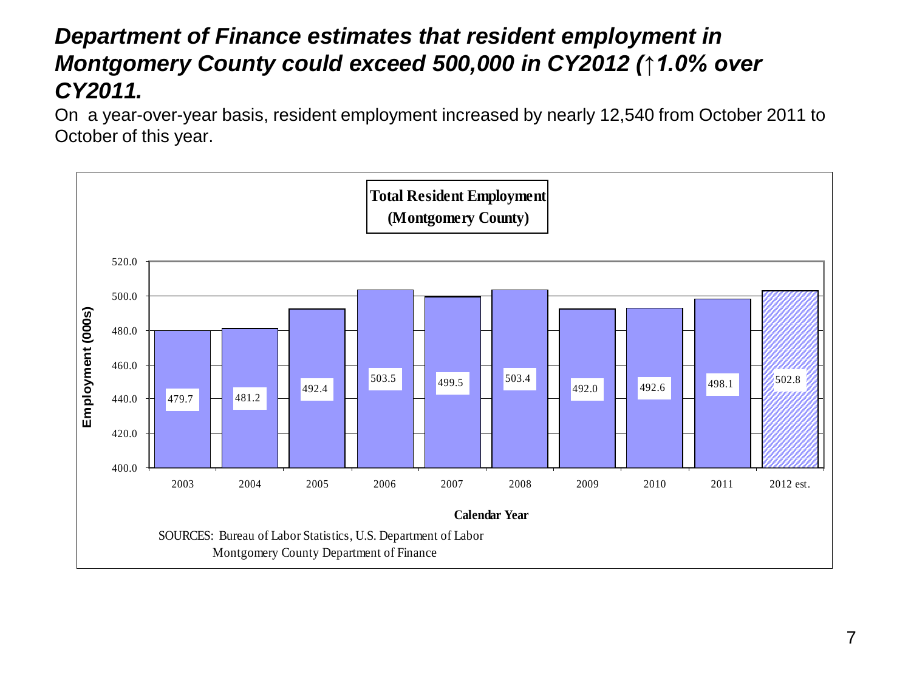# *Department of Finance estimates that resident employment in Montgomery County could exceed 500,000 in CY2012 (↑1.0% over CY2011.*

On a year-over-year basis, resident employment increased by nearly 12,540 from October 2011 to October of this year.

**Total Resident Employment (Montgomery County)**

| Calendar Year | Employment (000s) |
|---|---|
| 2003 | 479.7 |
| 2004 | 481.2 |
| 2005 | 492.4 |
| 2006 | 503.5 |
| 2007 | 499.5 |
| 2008 | 503.4 |
| 2009 | 492.0 |
| 2010 | 492.6 |
| 2011 | 498.1 |
| 2012 est. | 502.8 |

SOURCES: Bureau of Labor Statistics, U.S. Department of Labor
Montgomery County Department of Finance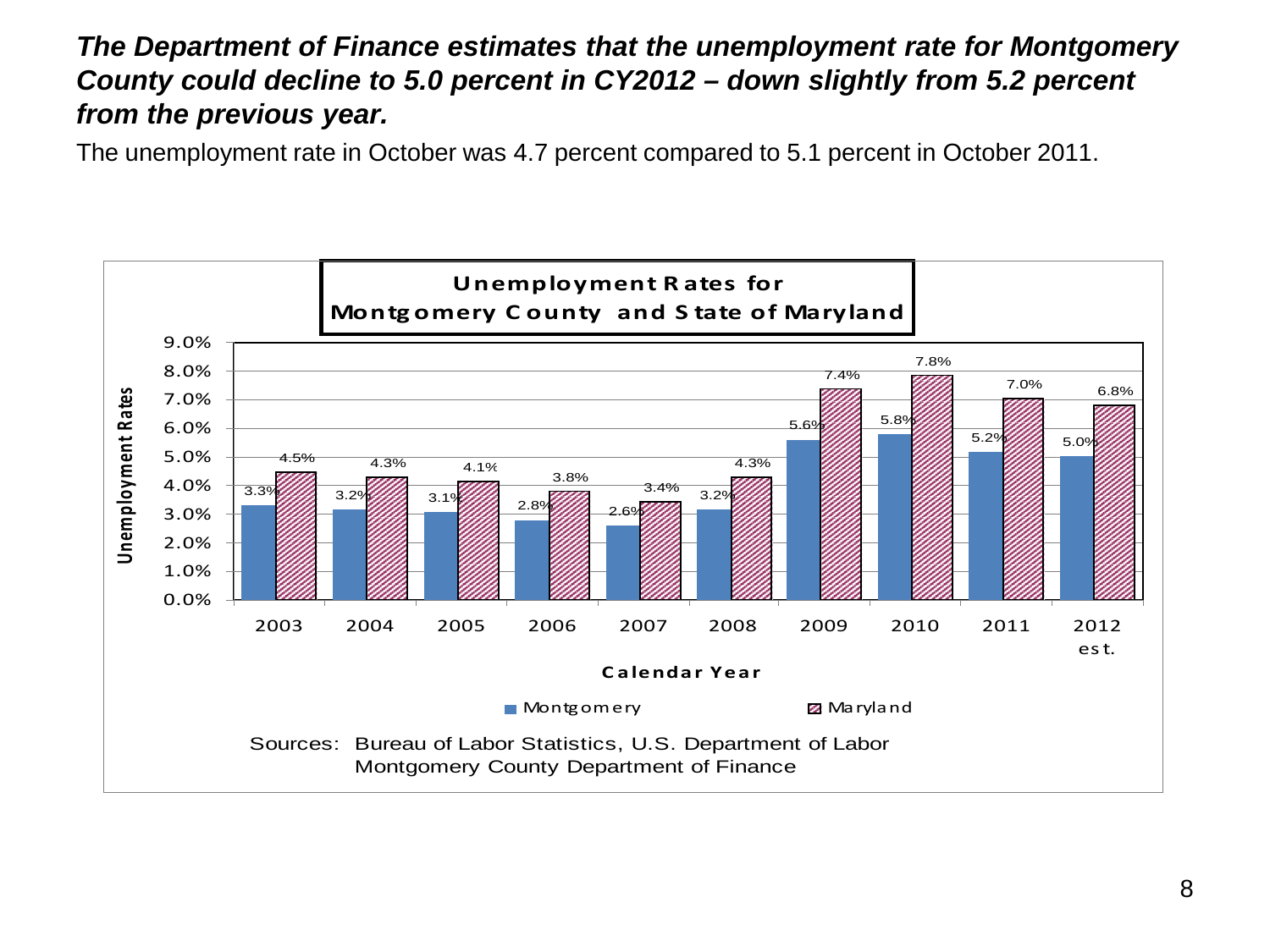***The Department of Finance estimates that the unemployment rate for Montgomery County could decline to 5.0 percent in CY2012 – down slightly from 5.2 percent from the previous year.***

The unemployment rate in October was 4.7 percent compared to 5.1 percent in October 2011.

**Unemployment Rates for Montgomery County and State of Maryland**

| Calendar Year | Montgomery | Maryland |
|---|---|---|
| 2003 | 3.3% | 4.5% |
| 2004 | 3.2% | 4.3% |
| 2005 | 3.1% | 4.1% |
| 2006 | 2.8% | 3.8% |
| 2007 | 2.6% | 3.4% |
| 2008 | 3.2% | 4.3% |
| 2009 | 5.6% | 7.4% |
| 2010 | 5.8% | 7.8% |
| 2011 | 5.2% | 7.0% |
| 2012 est. | 5.0% | 6.8% |

Sources: Bureau of Labor Statistics, U.S. Department of Labor
Montgomery County Department of Finance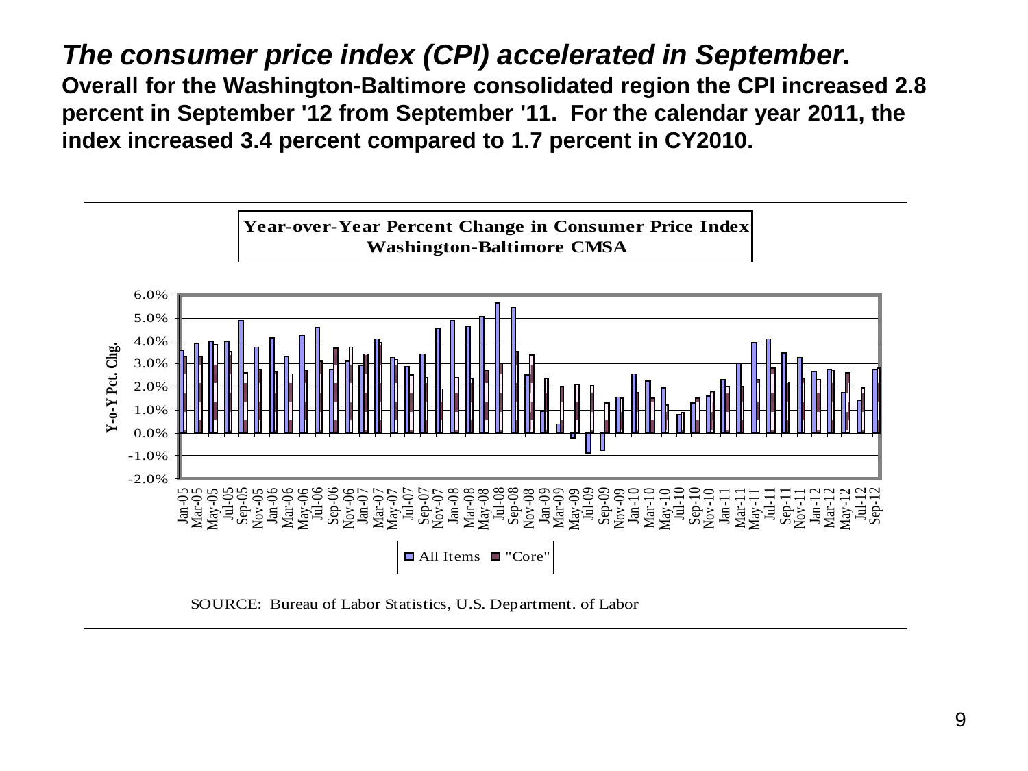## *The consumer price index (CPI) accelerated in September.*

**Overall for the Washington-Baltimore consolidated region the CPI increased 2.8 percent in September '12 from September '11. For the calendar year 2011, the index increased 3.4 percent compared to 1.7 percent in CY2010.**

**Year-over-Year Percent Change in Consumer Price Index**
**Washington-Baltimore CMSA**

All Items · "Core"

SOURCE: Bureau of Labor Statistics, U.S. Department. of Labor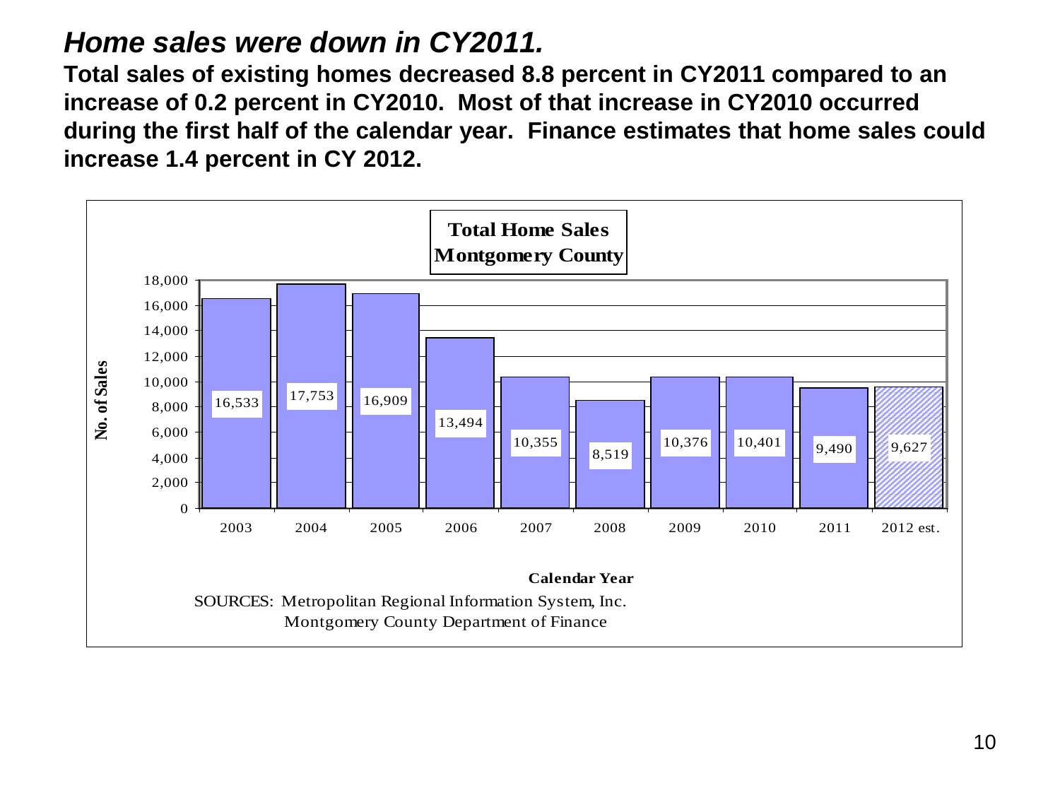# *Home sales were down in CY2011.*

**Total sales of existing homes decreased 8.8 percent in CY2011 compared to an increase of 0.2 percent in CY2010. Most of that increase in CY2010 occurred during the first half of the calendar year. Finance estimates that home sales could increase 1.4 percent in CY 2012.**

**Total Home Sales Montgomery County**

| Calendar Year | No. of Sales |
|---|---|
| 2003 | 16,533 |
| 2004 | 17,753 |
| 2005 | 16,909 |
| 2006 | 13,494 |
| 2007 | 10,355 |
| 2008 | 8,519 |
| 2009 | 10,376 |
| 2010 | 10,401 |
| 2011 | 9,490 |
| 2012 est. | 9,627 |

SOURCES: Metropolitan Regional Information System, Inc.
Montgomery County Department of Finance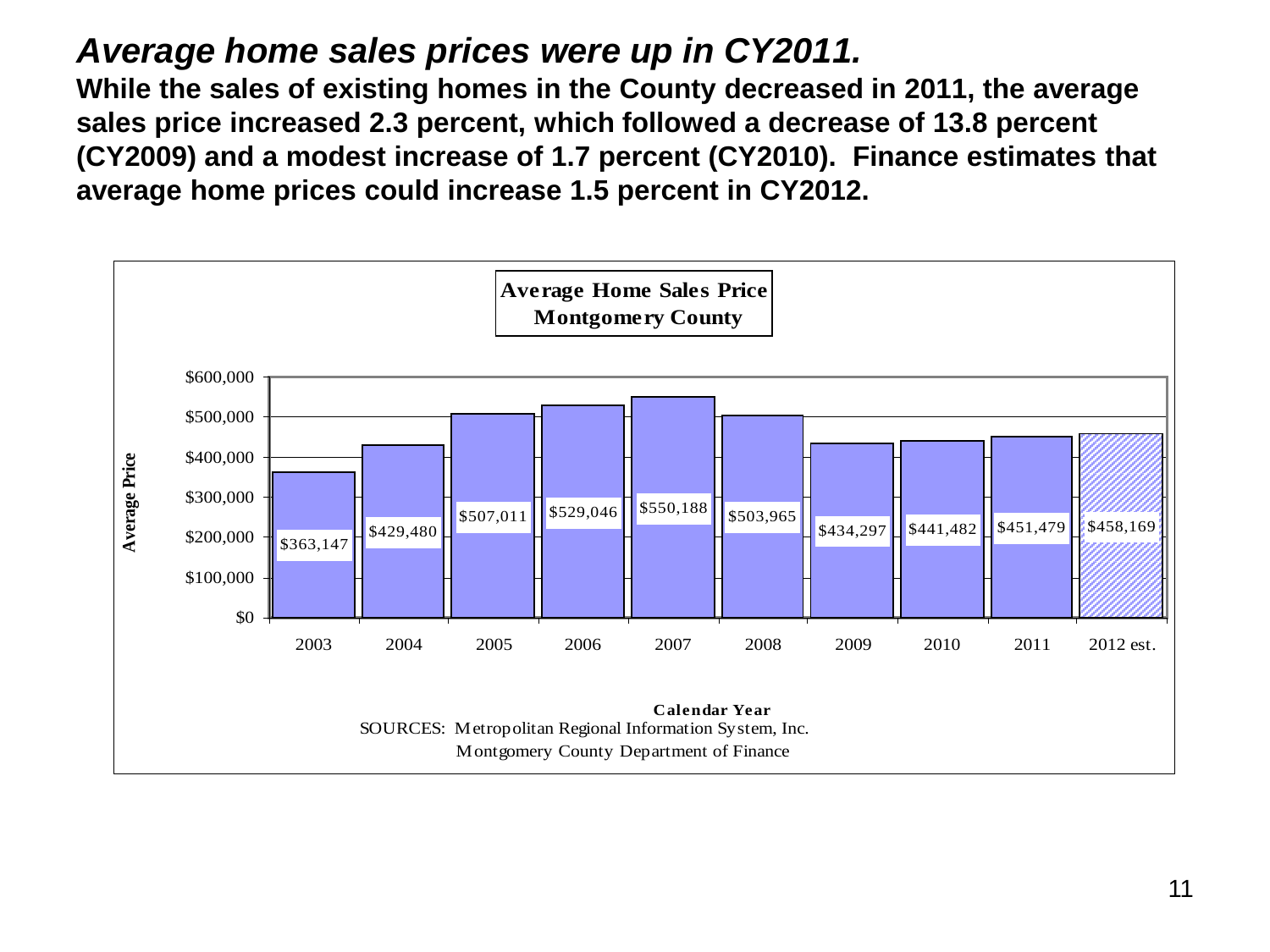## *Average home sales prices were up in CY2011.*

**While the sales of existing homes in the County decreased in 2011, the average sales price increased 2.3 percent, which followed a decrease of 13.8 percent (CY2009) and a modest increase of 1.7 percent (CY2010). Finance estimates that average home prices could increase 1.5 percent in CY2012.**

**Average Home Sales Price**
**Montgomery County**

Average Price

$600,000
$500,000
$400,000
$300,000
$200,000
$100,000
$0

$363,147
$429,480
$507,011
$529,046
$550,188
$503,965
$434,297
$441,482
$451,479
$458,169

2003
2004
2005
2006
2007
2008
2009
2010
2011
2012 est.

**Calendar Year**

SOURCES: Metropolitan Regional Information System, Inc.
Montgomery County Department of Finance